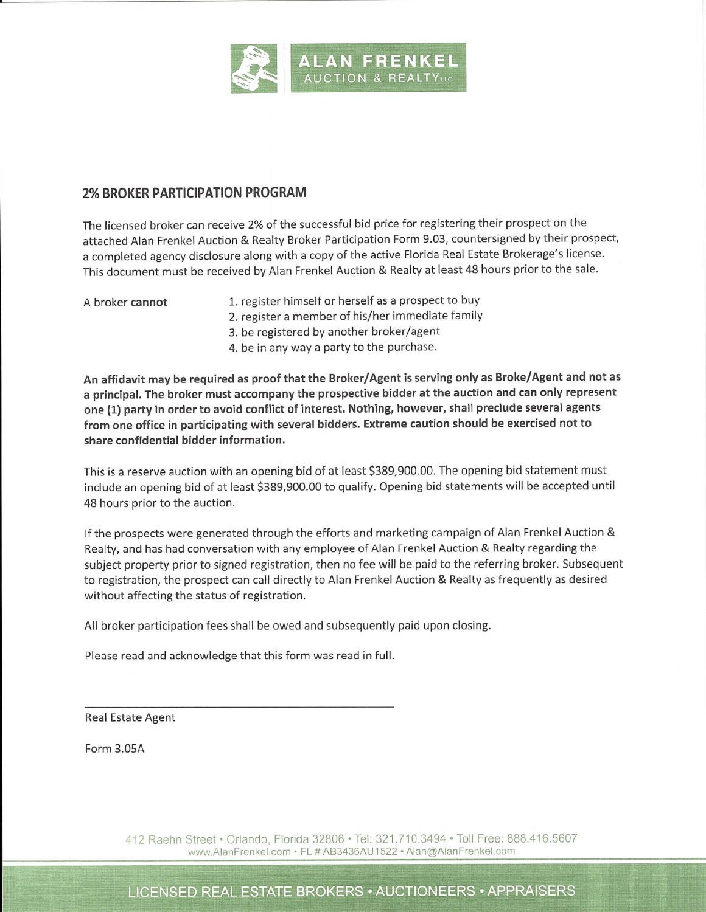**ALAN FRENKEL**
AUCTION & REALTY LLC

## 2% BROKER PARTICIPATION PROGRAM

The licensed broker can receive 2% of the successful bid price for registering their prospect on the attached Alan Frenkel Auction & Realty Broker Participation Form 9.03, countersigned by their prospect, a completed agency disclosure along with a copy of the active Florida Real Estate Brokerage's license. This document must be received by Alan Frenkel Auction & Realty at least 48 hours prior to the sale.

A broker **cannot**

1. register himself or herself as a prospect to buy
2. register a member of his/her immediate family
3. be registered by another broker/agent
4. be in any way a party to the purchase.

**An affidavit may be required as proof that the Broker/Agent is serving only as Broke/Agent and not as a principal. The broker must accompany the prospective bidder at the auction and can only represent one (1) party in order to avoid conflict of interest. Nothing, however, shall preclude several agents from one office in participating with several bidders. Extreme caution should be exercised not to share confidential bidder information.**

This is a reserve auction with an opening bid of at least $389,900.00. The opening bid statement must include an opening bid of at least $389,900.00 to qualify. Opening bid statements will be accepted until 48 hours prior to the auction.

If the prospects were generated through the efforts and marketing campaign of Alan Frenkel Auction & Realty, and has had conversation with any employee of Alan Frenkel Auction & Realty regarding the subject property prior to signed registration, then no fee will be paid to the referring broker. Subsequent to registration, the prospect can call directly to Alan Frenkel Auction & Realty as frequently as desired without affecting the status of registration.

All broker participation fees shall be owed and subsequently paid upon closing.

Please read and acknowledge that this form was read in full.

\_\_\_\_\_\_\_\_\_\_\_\_\_\_\_\_\_\_\_\_\_\_\_\_\_\_\_\_\_\_\_\_\_\_\_\_\_\_\_\_

Real Estate Agent

Form 3.05A

412 Raehn Street • Orlando, Florida 32806 • Tel: 321.710.3494 • Toll Free: 888.416.5607
www.AlanFrenkel.com • FL # AB3436AU1522 • Alan@AlanFrenkel.com

LICENSED REAL ESTATE BROKERS • AUCTIONEERS • APPRAISERS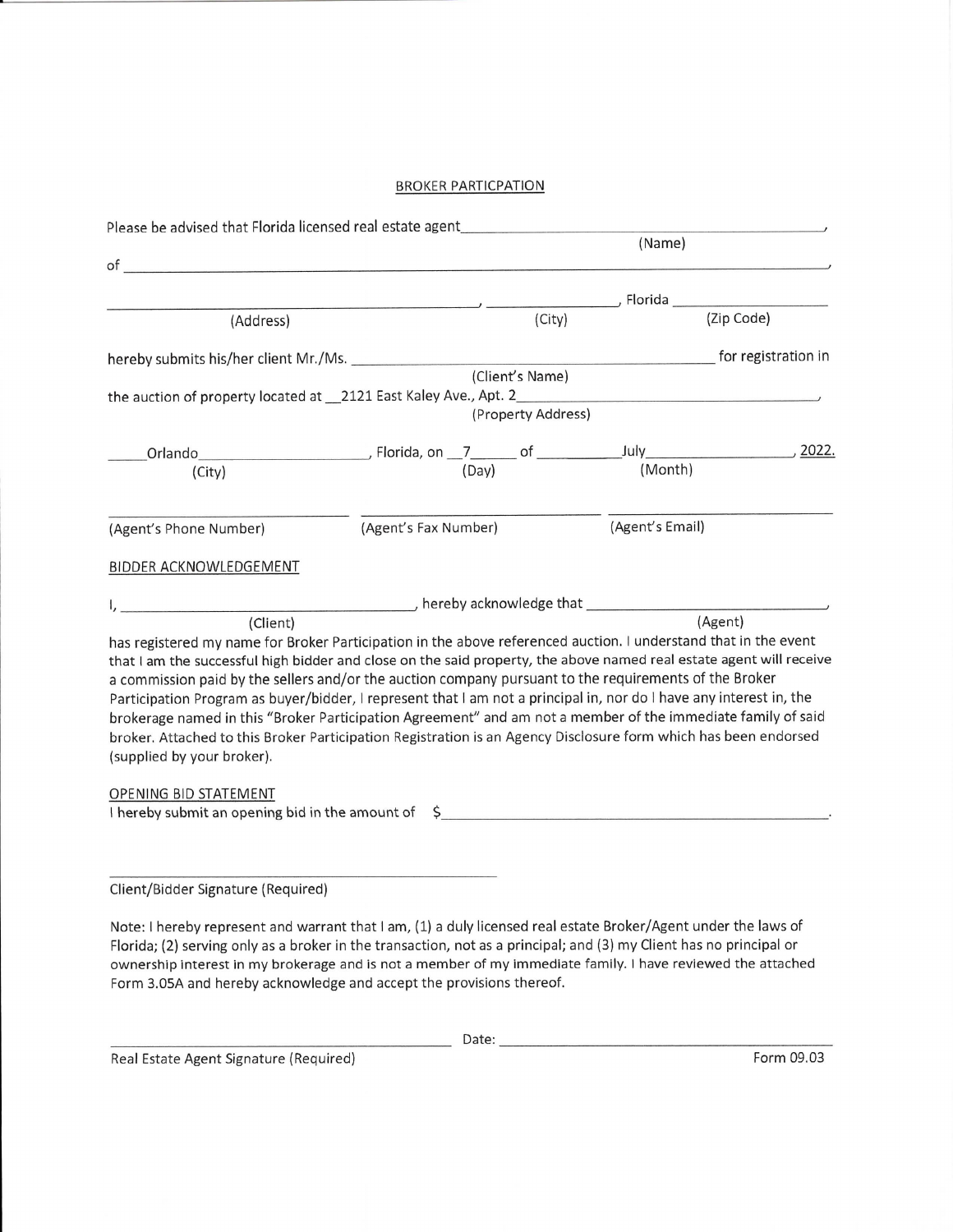## BROKER PARTICPATION

Please be advised that Florida licensed real estate agent ______________________________,
(Name)

of ______________________________,

______________________________, ________________, Florida ________________
(Address) (City) (Zip Code)

hereby submits his/her client Mr./Ms. ______________________________ for registration in
(Client's Name)

the auction of property located at 2121 East Kaley Ave., Apt. 2______________________________,
(Property Address)

Orlando______________________________, Florida, on 7______ of ______ July______________________________, 2022.
(City) (Day) (Month)

______________________________ ______________________________ ______________________________
(Agent's Phone Number) (Agent's Fax Number) (Agent's Email)

BIDDER ACKNOWLEDGEMENT

I, ______________________________, hereby acknowledge that ______________________________,
(Client) (Agent)

has registered my name for Broker Participation in the above referenced auction. I understand that in the event that I am the successful high bidder and close on the said property, the above named real estate agent will receive a commission paid by the sellers and/or the auction company pursuant to the requirements of the Broker Participation Program as buyer/bidder, I represent that I am not a principal in, nor do I have any interest in, the brokerage named in this "Broker Participation Agreement" and am not a member of the immediate family of said broker. Attached to this Broker Participation Registration is an Agency Disclosure form which has been endorsed (supplied by your broker).

OPENING BID STATEMENT

I hereby submit an opening bid in the amount of $______________________________.

______________________________
Client/Bidder Signature (Required)

Note: I hereby represent and warrant that I am, (1) a duly licensed real estate Broker/Agent under the laws of Florida; (2) serving only as a broker in the transaction, not as a principal; and (3) my Client has no principal or ownership interest in my brokerage and is not a member of my immediate family. I have reviewed the attached Form 3.05A and hereby acknowledge and accept the provisions thereof.

______________________________ Date: ______________________________
Real Estate Agent Signature (Required)

Form 09.03